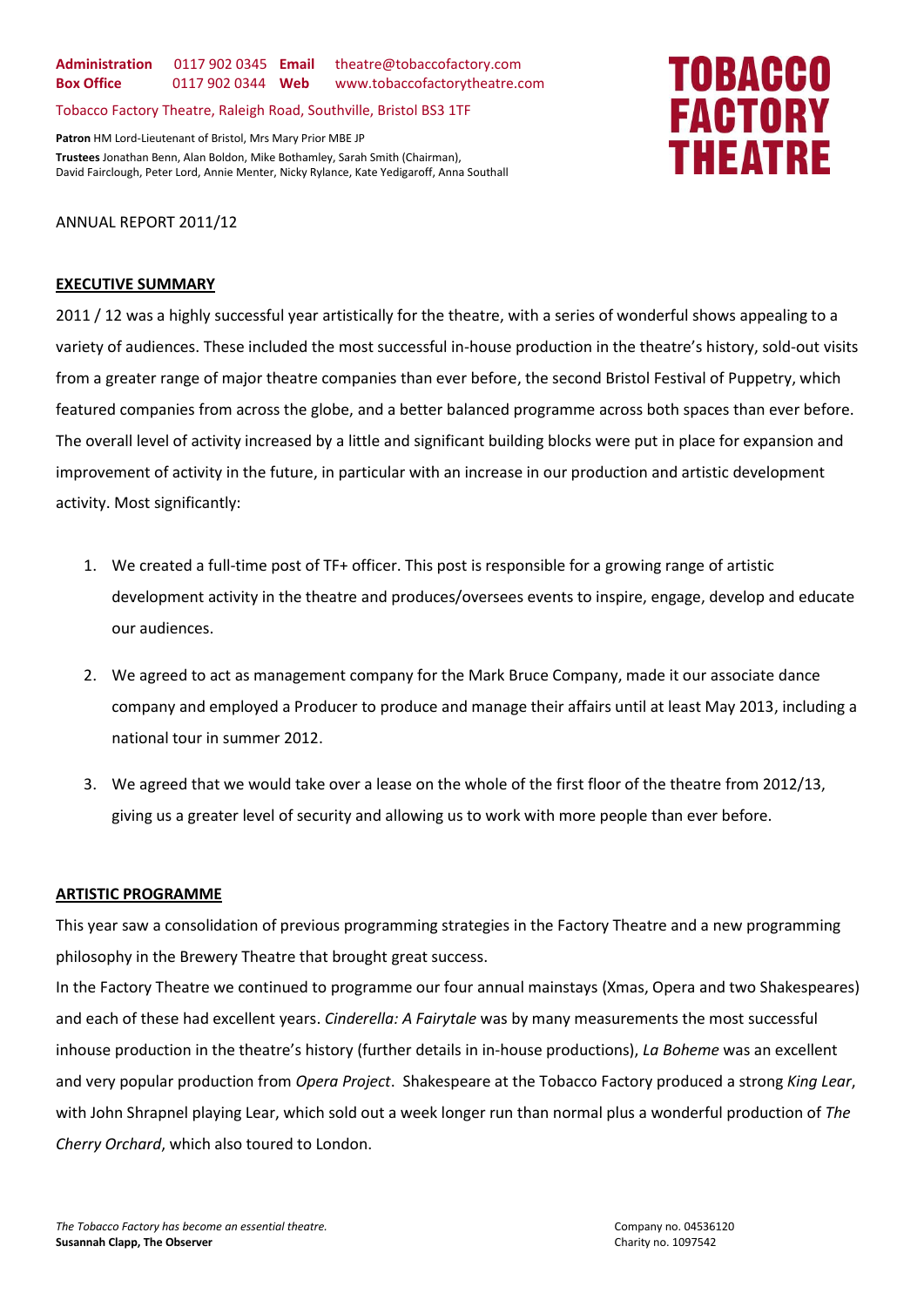**Administration** 0117 902 0345 **Email** theatre@tobaccofactory.com
**Box Office** 0117 902 0344 **Web** www.tobaccofactorytheatre.com

Tobacco Factory Theatre, Raleigh Road, Southville, Bristol BS3 1TF

**Patron** HM Lord-Lieutenant of Bristol, Mrs Mary Prior MBE JP
**Trustees** Jonathan Benn, Alan Boldon, Mike Bothamley, Sarah Smith (Chairman), David Fairclough, Peter Lord, Annie Menter, Nicky Rylance, Kate Yedigaroff, Anna Southall

**TOBACCO FACTORY THEATRE**

ANNUAL REPORT 2011/12

## EXECUTIVE SUMMARY

2011 / 12 was a highly successful year artistically for the theatre, with a series of wonderful shows appealing to a variety of audiences. These included the most successful in-house production in the theatre's history, sold-out visits from a greater range of major theatre companies than ever before, the second Bristol Festival of Puppetry, which featured companies from across the globe, and a better balanced programme across both spaces than ever before. The overall level of activity increased by a little and significant building blocks were put in place for expansion and improvement of activity in the future, in particular with an increase in our production and artistic development activity. Most significantly:

1. We created a full-time post of TF+ officer. This post is responsible for a growing range of artistic development activity in the theatre and produces/oversees events to inspire, engage, develop and educate our audiences.
2. We agreed to act as management company for the Mark Bruce Company, made it our associate dance company and employed a Producer to produce and manage their affairs until at least May 2013, including a national tour in summer 2012.
3. We agreed that we would take over a lease on the whole of the first floor of the theatre from 2012/13, giving us a greater level of security and allowing us to work with more people than ever before.

## ARTISTIC PROGRAMME

This year saw a consolidation of previous programming strategies in the Factory Theatre and a new programming philosophy in the Brewery Theatre that brought great success.

In the Factory Theatre we continued to programme our four annual mainstays (Xmas, Opera and two Shakespeares) and each of these had excellent years. *Cinderella: A Fairytale* was by many measurements the most successful inhouse production in the theatre's history (further details in in-house productions), *La Boheme* was an excellent and very popular production from *Opera Project*. Shakespeare at the Tobacco Factory produced a strong *King Lear*, with John Shrapnel playing Lear, which sold out a week longer run than normal plus a wonderful production of *The Cherry Orchard*, which also toured to London.

*The Tobacco Factory has become an essential theatre.*
**Susannah Clapp, The Observer**

Company no. 04536120
Charity no. 1097542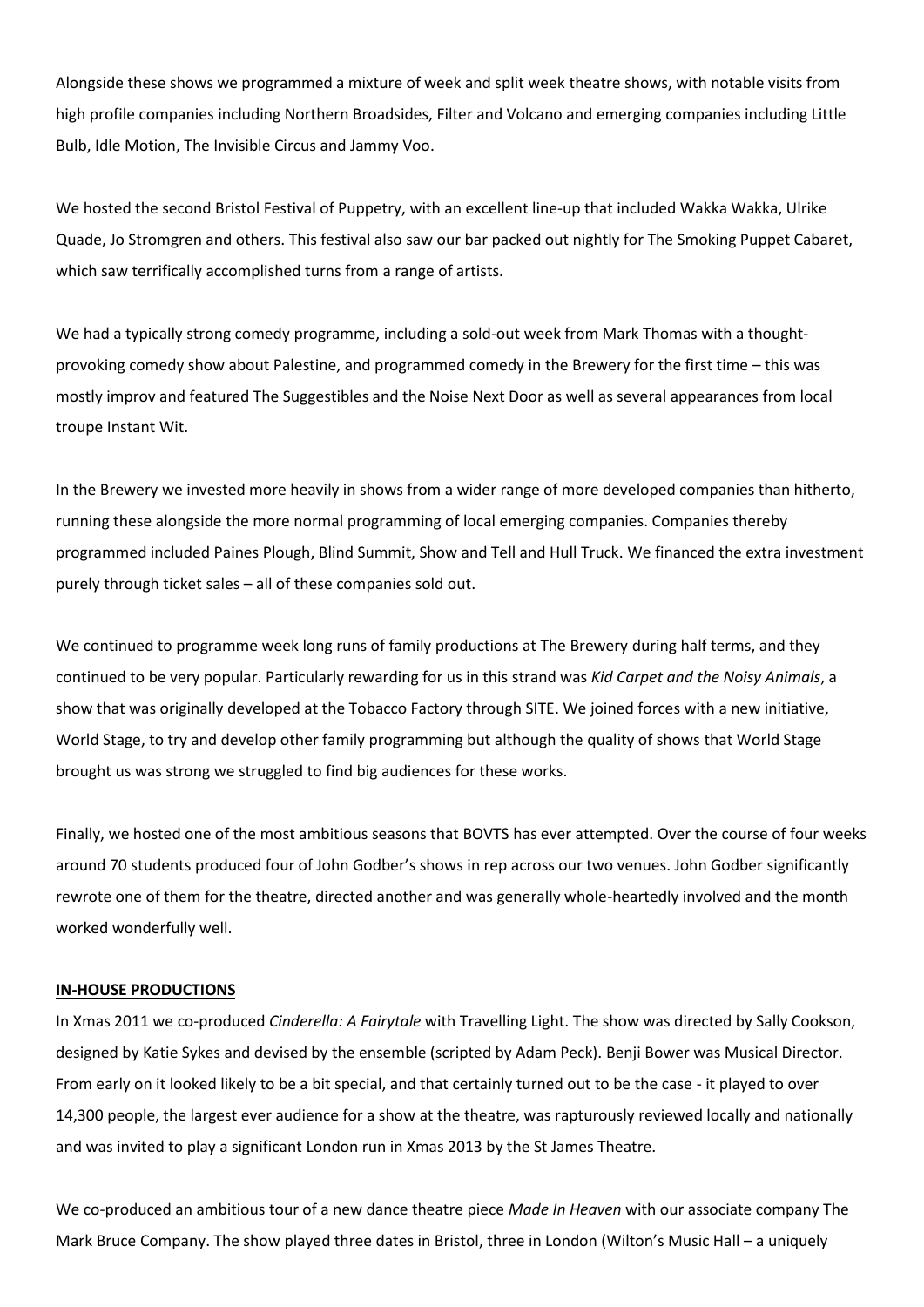Alongside these shows we programmed a mixture of week and split week theatre shows, with notable visits from high profile companies including Northern Broadsides, Filter and Volcano and emerging companies including Little Bulb, Idle Motion, The Invisible Circus and Jammy Voo.

We hosted the second Bristol Festival of Puppetry, with an excellent line-up that included Wakka Wakka, Ulrike Quade, Jo Stromgren and others. This festival also saw our bar packed out nightly for The Smoking Puppet Cabaret, which saw terrifically accomplished turns from a range of artists.

We had a typically strong comedy programme, including a sold-out week from Mark Thomas with a thought-provoking comedy show about Palestine, and programmed comedy in the Brewery for the first time – this was mostly improv and featured The Suggestibles and the Noise Next Door as well as several appearances from local troupe Instant Wit.

In the Brewery we invested more heavily in shows from a wider range of more developed companies than hitherto, running these alongside the more normal programming of local emerging companies. Companies thereby programmed included Paines Plough, Blind Summit, Show and Tell and Hull Truck. We financed the extra investment purely through ticket sales – all of these companies sold out.

We continued to programme week long runs of family productions at The Brewery during half terms, and they continued to be very popular. Particularly rewarding for us in this strand was *Kid Carpet and the Noisy Animals*, a show that was originally developed at the Tobacco Factory through SITE. We joined forces with a new initiative, World Stage, to try and develop other family programming but although the quality of shows that World Stage brought us was strong we struggled to find big audiences for these works.

Finally, we hosted one of the most ambitious seasons that BOVTS has ever attempted. Over the course of four weeks around 70 students produced four of John Godber's shows in rep across our two venues. John Godber significantly rewrote one of them for the theatre, directed another and was generally whole-heartedly involved and the month worked wonderfully well.

**IN-HOUSE PRODUCTIONS**

In Xmas 2011 we co-produced *Cinderella: A Fairytale* with Travelling Light. The show was directed by Sally Cookson, designed by Katie Sykes and devised by the ensemble (scripted by Adam Peck). Benji Bower was Musical Director. From early on it looked likely to be a bit special, and that certainly turned out to be the case - it played to over 14,300 people, the largest ever audience for a show at the theatre, was rapturously reviewed locally and nationally and was invited to play a significant London run in Xmas 2013 by the St James Theatre.

We co-produced an ambitious tour of a new dance theatre piece *Made In Heaven* with our associate company The Mark Bruce Company. The show played three dates in Bristol, three in London (Wilton's Music Hall – a uniquely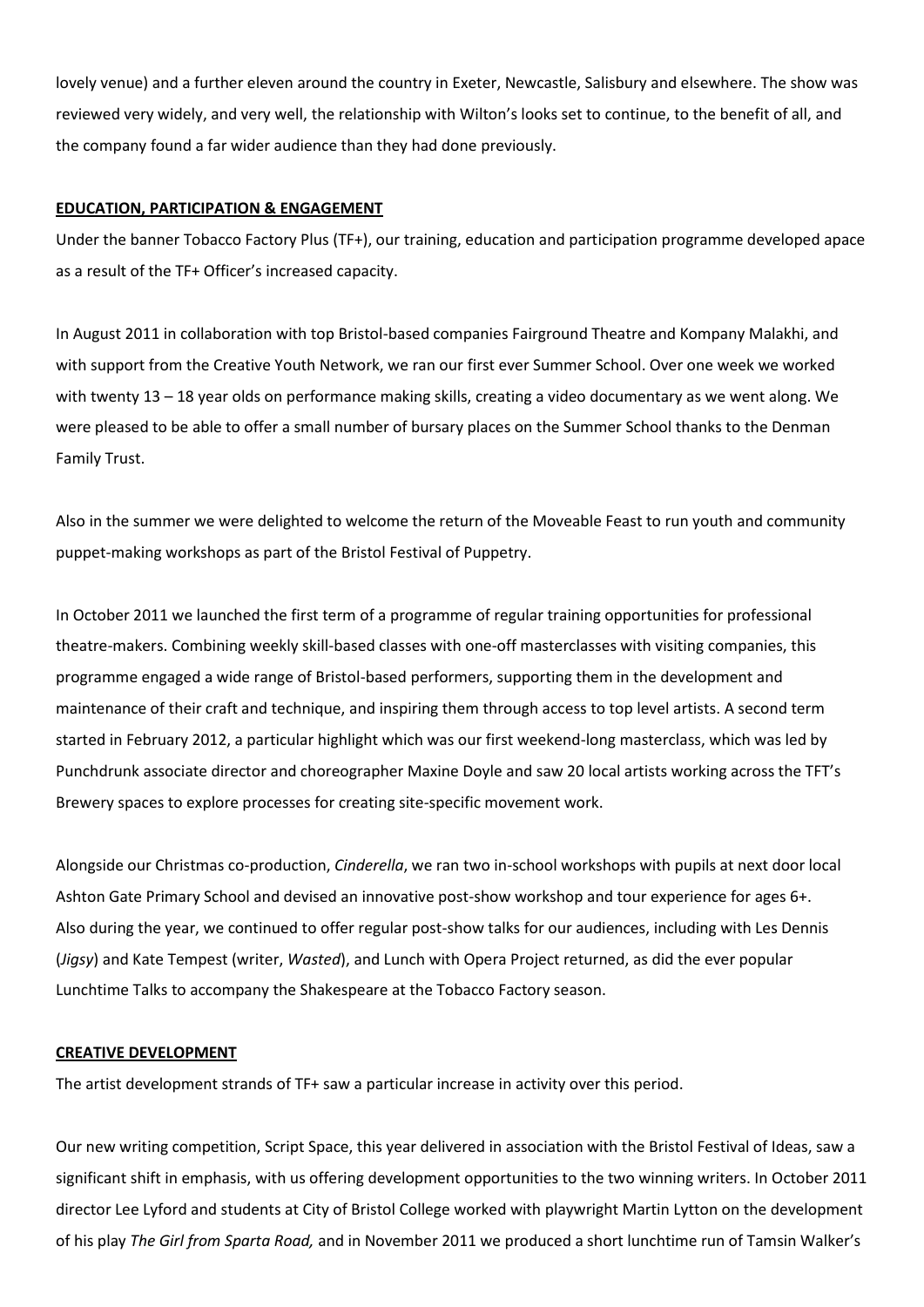lovely venue) and a further eleven around the country in Exeter, Newcastle, Salisbury and elsewhere. The show was reviewed very widely, and very well, the relationship with Wilton's looks set to continue, to the benefit of all, and the company found a far wider audience than they had done previously.

## **EDUCATION, PARTICIPATION & ENGAGEMENT**

Under the banner Tobacco Factory Plus (TF+), our training, education and participation programme developed apace as a result of the TF+ Officer's increased capacity.

In August 2011 in collaboration with top Bristol-based companies Fairground Theatre and Kompany Malakhi, and with support from the Creative Youth Network, we ran our first ever Summer School. Over one week we worked with twenty 13 – 18 year olds on performance making skills, creating a video documentary as we went along. We were pleased to be able to offer a small number of bursary places on the Summer School thanks to the Denman Family Trust.

Also in the summer we were delighted to welcome the return of the Moveable Feast to run youth and community puppet-making workshops as part of the Bristol Festival of Puppetry.

In October 2011 we launched the first term of a programme of regular training opportunities for professional theatre-makers. Combining weekly skill-based classes with one-off masterclasses with visiting companies, this programme engaged a wide range of Bristol-based performers, supporting them in the development and maintenance of their craft and technique, and inspiring them through access to top level artists. A second term started in February 2012, a particular highlight which was our first weekend-long masterclass, which was led by Punchdrunk associate director and choreographer Maxine Doyle and saw 20 local artists working across the TFT's Brewery spaces to explore processes for creating site-specific movement work.

Alongside our Christmas co-production, *Cinderella*, we ran two in-school workshops with pupils at next door local Ashton Gate Primary School and devised an innovative post-show workshop and tour experience for ages 6+. Also during the year, we continued to offer regular post-show talks for our audiences, including with Les Dennis (*Jigsy*) and Kate Tempest (writer, *Wasted*), and Lunch with Opera Project returned, as did the ever popular Lunchtime Talks to accompany the Shakespeare at the Tobacco Factory season.

## **CREATIVE DEVELOPMENT**

The artist development strands of TF+ saw a particular increase in activity over this period.

Our new writing competition, Script Space, this year delivered in association with the Bristol Festival of Ideas, saw a significant shift in emphasis, with us offering development opportunities to the two winning writers. In October 2011 director Lee Lyford and students at City of Bristol College worked with playwright Martin Lytton on the development of his play *The Girl from Sparta Road,* and in November 2011 we produced a short lunchtime run of Tamsin Walker's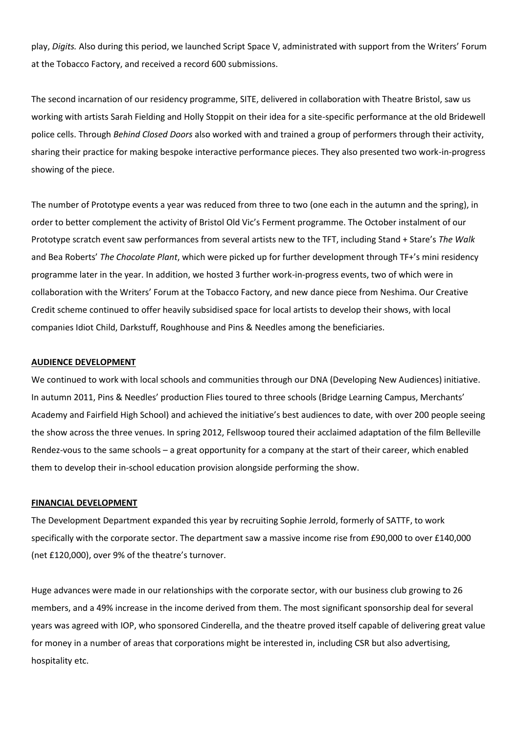play, *Digits.* Also during this period, we launched Script Space V, administrated with support from the Writers' Forum at the Tobacco Factory, and received a record 600 submissions.

The second incarnation of our residency programme, SITE, delivered in collaboration with Theatre Bristol, saw us working with artists Sarah Fielding and Holly Stoppit on their idea for a site-specific performance at the old Bridewell police cells. Through *Behind Closed Doors* also worked with and trained a group of performers through their activity, sharing their practice for making bespoke interactive performance pieces. They also presented two work-in-progress showing of the piece.

The number of Prototype events a year was reduced from three to two (one each in the autumn and the spring), in order to better complement the activity of Bristol Old Vic's Ferment programme. The October instalment of our Prototype scratch event saw performances from several artists new to the TFT, including Stand + Stare's *The Walk* and Bea Roberts' *The Chocolate Plant*, which were picked up for further development through TF+'s mini residency programme later in the year. In addition, we hosted 3 further work-in-progress events, two of which were in collaboration with the Writers' Forum at the Tobacco Factory, and new dance piece from Neshima. Our Creative Credit scheme continued to offer heavily subsidised space for local artists to develop their shows, with local companies Idiot Child, Darkstuff, Roughhouse and Pins & Needles among the beneficiaries.

**AUDIENCE DEVELOPMENT**

We continued to work with local schools and communities through our DNA (Developing New Audiences) initiative. In autumn 2011, Pins & Needles' production Flies toured to three schools (Bridge Learning Campus, Merchants' Academy and Fairfield High School) and achieved the initiative's best audiences to date, with over 200 people seeing the show across the three venues. In spring 2012, Fellswoop toured their acclaimed adaptation of the film Belleville Rendez-vous to the same schools – a great opportunity for a company at the start of their career, which enabled them to develop their in-school education provision alongside performing the show.

**FINANCIAL DEVELOPMENT**

The Development Department expanded this year by recruiting Sophie Jerrold, formerly of SATTF, to work specifically with the corporate sector. The department saw a massive income rise from £90,000 to over £140,000 (net £120,000), over 9% of the theatre's turnover.

Huge advances were made in our relationships with the corporate sector, with our business club growing to 26 members, and a 49% increase in the income derived from them. The most significant sponsorship deal for several years was agreed with IOP, who sponsored Cinderella, and the theatre proved itself capable of delivering great value for money in a number of areas that corporations might be interested in, including CSR but also advertising, hospitality etc.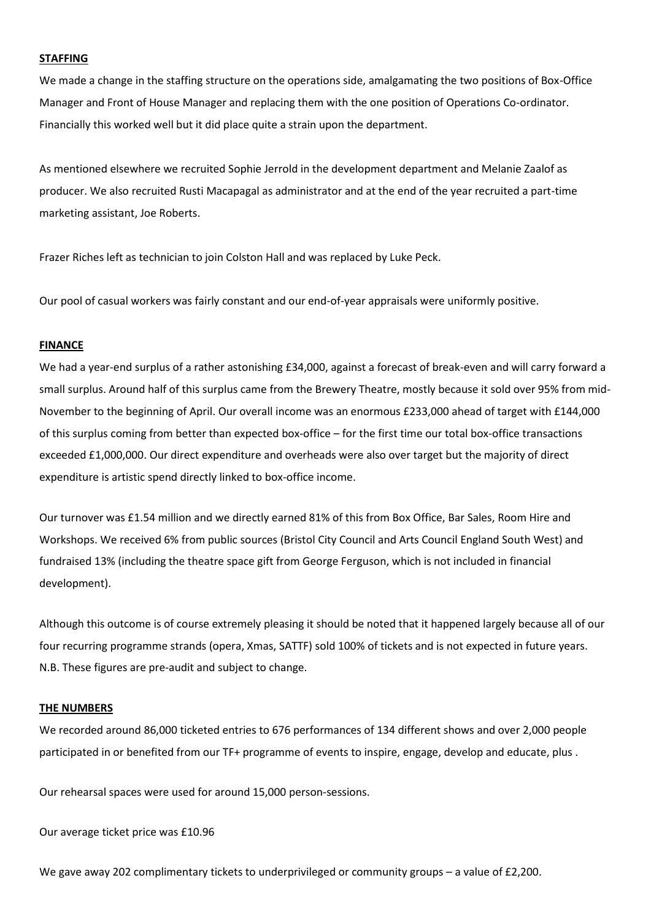## **STAFFING**

We made a change in the staffing structure on the operations side, amalgamating the two positions of Box-Office Manager and Front of House Manager and replacing them with the one position of Operations Co-ordinator. Financially this worked well but it did place quite a strain upon the department.

As mentioned elsewhere we recruited Sophie Jerrold in the development department and Melanie Zaalof as producer. We also recruited Rusti Macapagal as administrator and at the end of the year recruited a part-time marketing assistant, Joe Roberts.

Frazer Riches left as technician to join Colston Hall and was replaced by Luke Peck.

Our pool of casual workers was fairly constant and our end-of-year appraisals were uniformly positive.

## **FINANCE**

We had a year-end surplus of a rather astonishing £34,000, against a forecast of break-even and will carry forward a small surplus. Around half of this surplus came from the Brewery Theatre, mostly because it sold over 95% from mid-November to the beginning of April. Our overall income was an enormous £233,000 ahead of target with £144,000 of this surplus coming from better than expected box-office – for the first time our total box-office transactions exceeded £1,000,000. Our direct expenditure and overheads were also over target but the majority of direct expenditure is artistic spend directly linked to box-office income.

Our turnover was £1.54 million and we directly earned 81% of this from Box Office, Bar Sales, Room Hire and Workshops. We received 6% from public sources (Bristol City Council and Arts Council England South West) and fundraised 13% (including the theatre space gift from George Ferguson, which is not included in financial development).

Although this outcome is of course extremely pleasing it should be noted that it happened largely because all of our four recurring programme strands (opera, Xmas, SATTF) sold 100% of tickets and is not expected in future years. N.B. These figures are pre-audit and subject to change.

## **THE NUMBERS**

We recorded around 86,000 ticketed entries to 676 performances of 134 different shows and over 2,000 people participated in or benefited from our TF+ programme of events to inspire, engage, develop and educate, plus .

Our rehearsal spaces were used for around 15,000 person-sessions.

Our average ticket price was £10.96

We gave away 202 complimentary tickets to underprivileged or community groups – a value of £2,200.